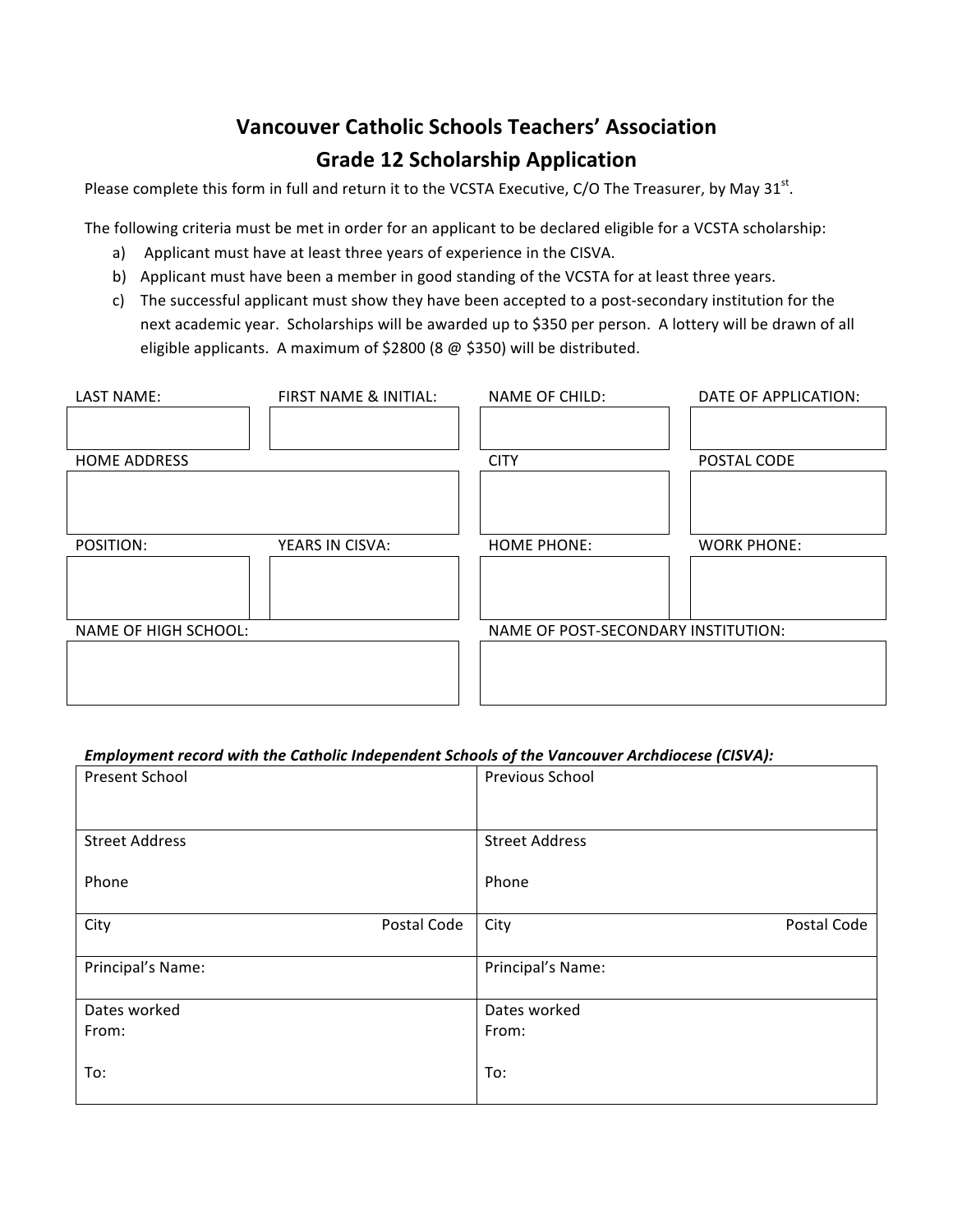# Vancouver Catholic Schools Teachers' Association
## Grade 12 Scholarship Application

Please complete this form in full and return it to the VCSTA Executive, C/O The Treasurer, by May 31st.

The following criteria must be met in order for an applicant to be declared eligible for a VCSTA scholarship:

a) Applicant must have at least three years of experience in the CISVA.
b) Applicant must have been a member in good standing of the VCSTA for at least three years.
c) The successful applicant must show they have been accepted to a post-secondary institution for the next academic year. Scholarships will be awarded up to $350 per person. A lottery will be drawn of all eligible applicants. A maximum of $2800 (8 @ $350) will be distributed.

| LAST NAME: | FIRST NAME & INITIAL: | NAME OF CHILD: | DATE OF APPLICATION: |
|---|---|---|---|
| | | | |

| HOME ADDRESS | CITY | POSTAL CODE |
|---|---|---|
| | | |

| POSITION: | YEARS IN CISVA: | HOME PHONE: | WORK PHONE: |
|---|---|---|---|
| | | | |

| NAME OF HIGH SCHOOL: | NAME OF POST-SECONDARY INSTITUTION: |
|---|---|
| | |

***Employment record with the Catholic Independent Schools of the Vancouver Archdiocese (CISVA):***

| Present School | Previous School |
|---|---|
| Street Address<br><br>Phone | Street Address<br><br>Phone |
| City Postal Code | City Postal Code |
| Principal's Name: | Principal's Name: |
| Dates worked<br>From:<br><br>To: | Dates worked<br>From:<br><br>To: |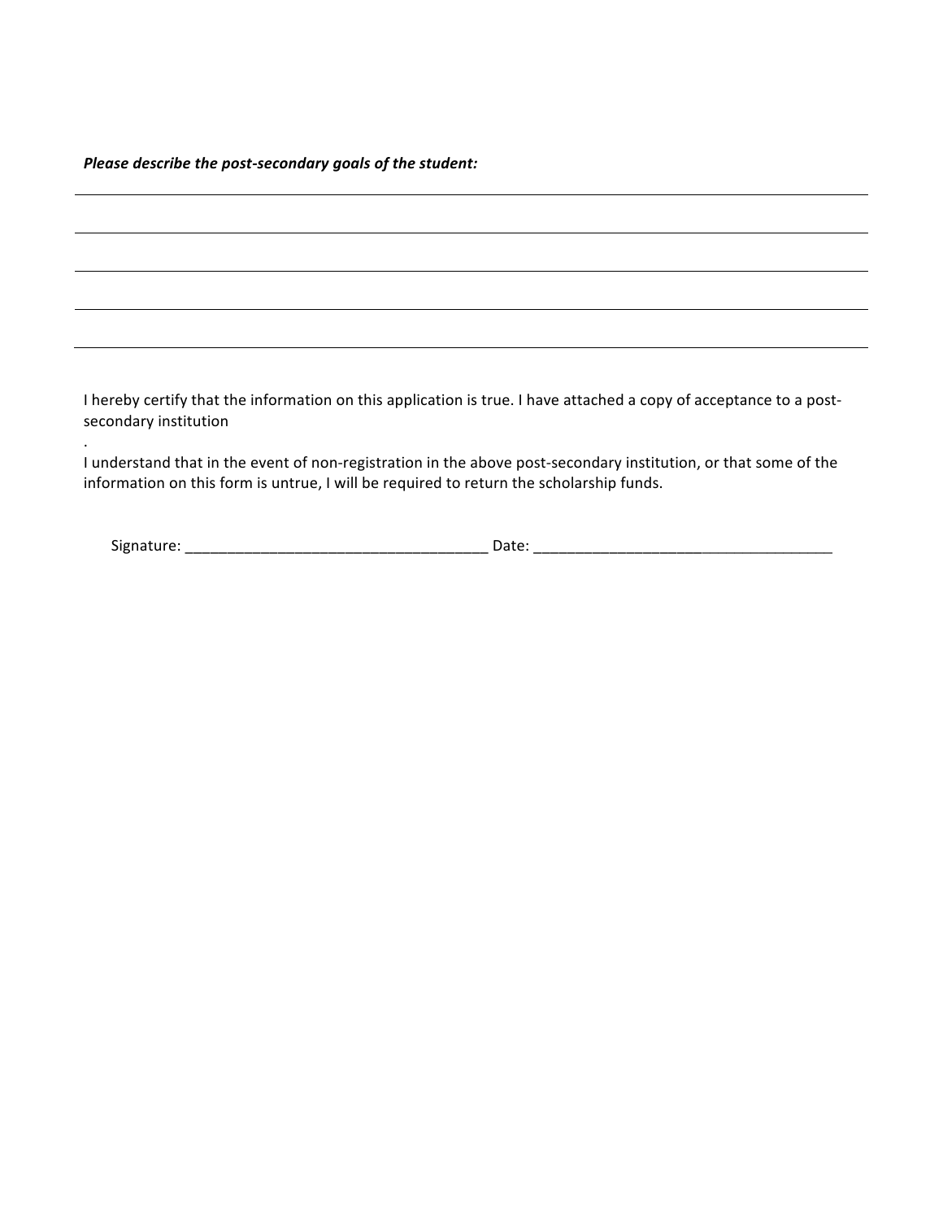***Please describe the post-secondary goals of the student:***

_______________________________________________________________________________

_______________________________________________________________________________

_______________________________________________________________________________

_______________________________________________________________________________

_______________________________________________________________________________

I hereby certify that the information on this application is true. I have attached a copy of acceptance to a post-secondary institution

.

I understand that in the event of non-registration in the above post-secondary institution, or that some of the information on this form is untrue, I will be required to return the scholarship funds.

Signature: ____________________________________ Date: ____________________________________